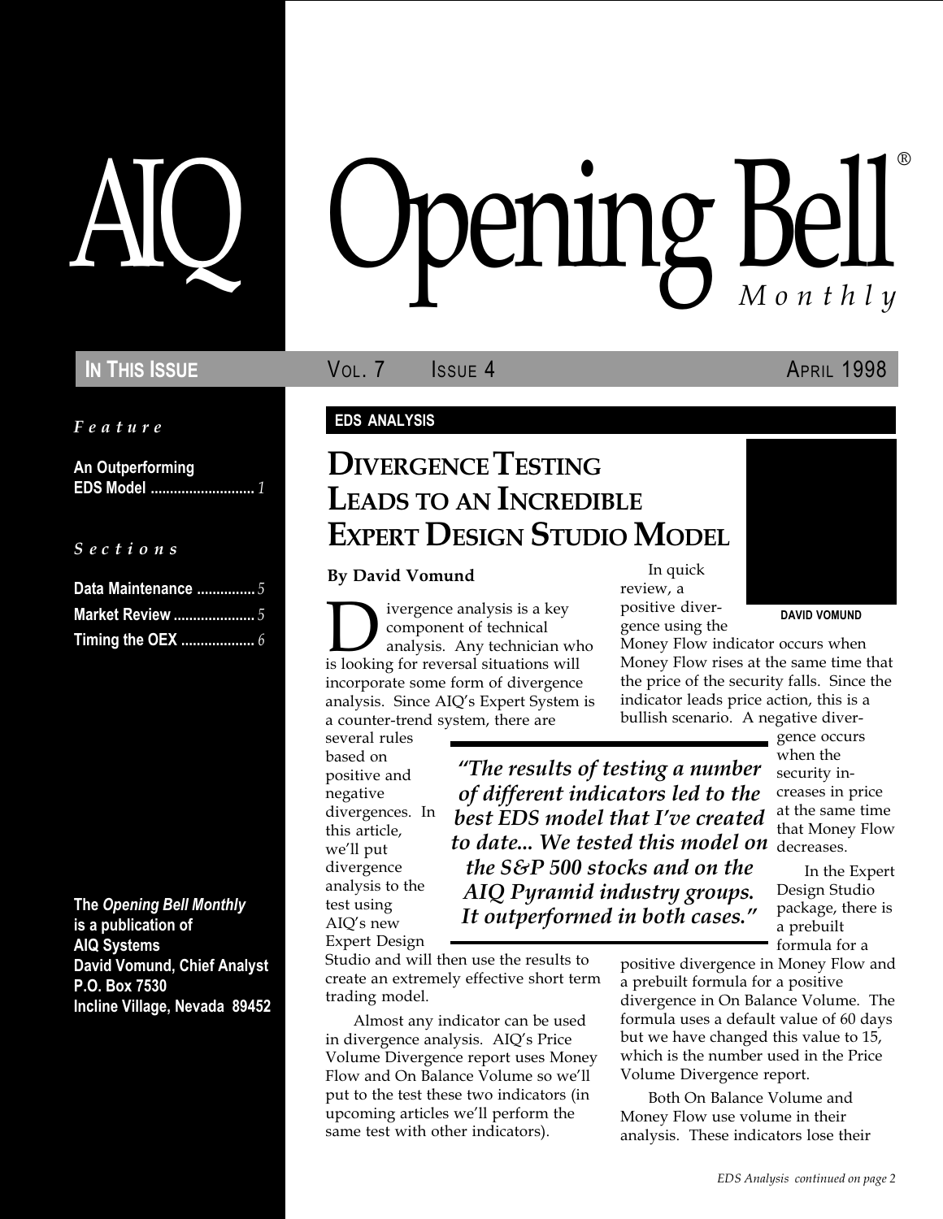# AIQ Opening Bell® Monthly

**IN THIS ISSUE** VOL. 7 ISSUE 4 APRIL 1998

*Feature*

**An Outperforming EDS Model** .......................... *1*

*Sections*

**Data Maintenance** ............... *5*
**Market Review** ..................... *5*
**Timing the OEX** ................... *6*

**The *Opening Bell Monthly* is a publication of AIQ Systems David Vomund, Chief Analyst P.O. Box 7530 Incline Village, Nevada 89452**

**EDS ANALYSIS**

## DIVERGENCE TESTING LEADS TO AN INCREDIBLE EXPERT DESIGN STUDIO MODEL

**By David Vomund**

DAVID VOMUND

Divergence analysis is a key component of technical analysis. Any technician who is looking for reversal situations will incorporate some form of divergence analysis. Since AIQ's Expert System is a counter-trend system, there are several rules based on positive and negative divergences. In this article, we'll put divergence analysis to the test using AIQ's new Expert Design Studio and will then use the results to create an extremely effective short term trading model.

Almost any indicator can be used in divergence analysis. AIQ's Price Volume Divergence report uses Money Flow and On Balance Volume so we'll put to the test these two indicators (in upcoming articles we'll perform the same test with other indicators).

> *"The results of testing a number of different indicators led to the best EDS model that I've created to date... We tested this model on the S&P 500 stocks and on the AIQ Pyramid industry groups. It outperformed in both cases."*

In quick review, a positive divergence using the Money Flow indicator occurs when Money Flow rises at the same time that the price of the security falls. Since the indicator leads price action, this is a bullish scenario. A negative divergence occurs when the security increases in price at the same time that Money Flow decreases.

In the Expert Design Studio package, there is a prebuilt formula for a positive divergence in Money Flow and a prebuilt formula for a positive divergence in On Balance Volume. The formula uses a default value of 60 days but we have changed this value to 15, which is the number used in the Price Volume Divergence report.

Both On Balance Volume and Money Flow use volume in their analysis. These indicators lose their

*EDS Analysis continued on page 2*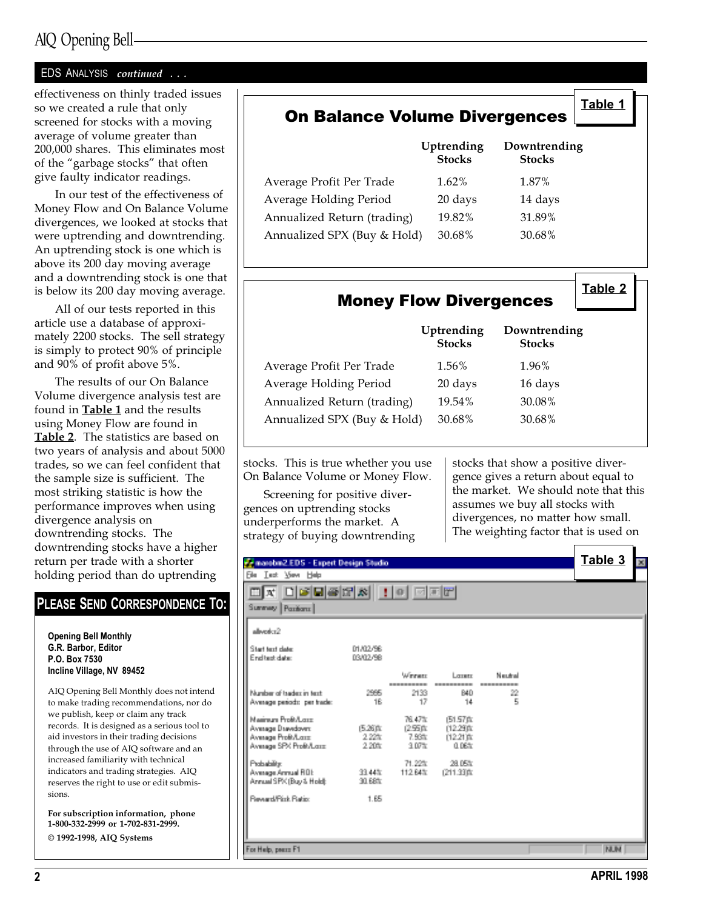## EDS ANALYSIS *continued . . .*

effectiveness on thinly traded issues so we created a rule that only screened for stocks with a moving average of volume greater than 200,000 shares. This eliminates most of the "garbage stocks" that often give faulty indicator readings.

In our test of the effectiveness of Money Flow and On Balance Volume divergences, we looked at stocks that were uptrending and downtrending. An uptrending stock is one which is above its 200 day moving average and a downtrending stock is one that is below its 200 day moving average.

All of our tests reported in this article use a database of approximately 2200 stocks. The sell strategy is simply to protect 90% of principle and 90% of profit above 5%.

The results of our On Balance Volume divergence analysis test are found in **Table 1** and the results using Money Flow are found in **Table 2**. The statistics are based on two years of analysis and about 5000 trades, so we can feel confident that the sample size is sufficient. The most striking statistic is how the performance improves when using divergence analysis on downtrending stocks. The downtrending stocks have a higher return per trade with a shorter holding period than do uptrending stocks. This is true whether you use On Balance Volume or Money Flow.

Screening for positive divergences on uptrending stocks underperforms the market. A strategy of buying downtrending stocks that show a positive divergence gives a return about equal to the market. We should note that this assumes we buy all stocks with divergences, no matter how small. The weighting factor that is used on

**Table 1**

### On Balance Volume Divergences

| | Uptrending Stocks | Downtrending Stocks |
|---|---|---|
| Average Profit Per Trade | 1.62% | 1.87% |
| Average Holding Period | 20 days | 14 days |
| Annualized Return (trading) | 19.82% | 31.89% |
| Annualized SPX (Buy & Hold) | 30.68% | 30.68% |

**Table 2**

### Money Flow Divergences

| | Uptrending Stocks | Downtrending Stocks |
|---|---|---|
| Average Profit Per Trade | 1.56% | 1.96% |
| Average Holding Period | 20 days | 16 days |
| Annualized Return (trading) | 19.54% | 30.08% |
| Annualized SPX (Buy & Hold) | 30.68% | 30.68% |

**Table 3**

maxobv2.EDS - Expert Design Studio

allvolcs2

Start test date: 01/02/96
End test date: 03/02/98

| | | Winners | Losers | Neutral |
|---|---|---|---|---|
| Number of trades in test: | 2995 | 2133 | 840 | 22 |
| Average periods per trade: | 16 | 17 | 14 | 5 |
| Maximum Profit/Loss: | | 76.47% | (51.57)% | |
| Average Drawdown: | (5.26)% | (2.55)% | (12.29)% | |
| Average Profit/Loss: | 2.22% | 7.93% | (12.21)% | |
| Average SPX Profit/Loss: | 2.20% | 3.07% | 0.06% | |
| Probability: | | 71.22% | 28.05% | |
| Average Annual ROI: | 33.44% | 112.64% | (211.33)% | |
| Annual SPX (Buy & Hold): | 30.68% | | | |
| Reward/Risk Ratio: | 1.65 | | | |

## PLEASE SEND CORRESPONDENCE TO:

**Opening Bell Monthly**
**G.R. Barbor, Editor**
**P.O. Box 7530**
**Incline Village, NV 89452**

AIQ Opening Bell Monthly does not intend to make trading recommendations, nor do we publish, keep or claim any track records. It is designed as a serious tool to aid investors in their trading decisions through the use of AIQ software and an increased familiarity with technical indicators and trading strategies. AIQ reserves the right to use or edit submissions.

**For subscription information, phone 1-800-332-2999 or 1-702-831-2999.**

**© 1992-1998, AIQ Systems**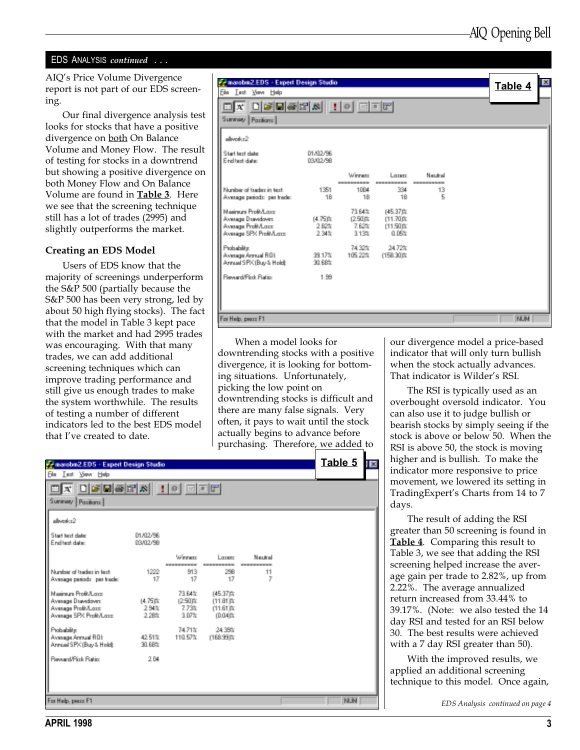## EDS Analysis *continued* . . .

AIQ's Price Volume Divergence report is not part of our EDS screening.

Our final divergence analysis test looks for stocks that have a positive divergence on both On Balance Volume and Money Flow. The result of testing for stocks in a downtrend but showing a positive divergence on both Money Flow and On Balance Volume are found in **Table 3**. Here we see that the screening technique still has a lot of trades (2995) and slightly outperforms the market.

### Creating an EDS Model

Users of EDS know that the majority of screenings underperform the S&P 500 (partially because the S&P 500 has been very strong, led by about 50 high flying stocks). The fact that the model in Table 3 kept pace with the market and had 2995 trades was encouraging. With that many trades, we can add additional screening techniques which can improve trading performance and still give us enough trades to make the system worthwhile. The results of testing a number of different indicators led to the best EDS model that I've created to date.

**Table 4**

maxobm2.EDS - Expert Design Studio

allvolcs2

Start test date: 01/02/96
End test date: 03/02/98

| | | Winners | Losers | Neutral |
|---|---|---|---|---|
| Number of trades in test: | 1351 | 1004 | 334 | 13 |
| Average periods per trade: | 18 | 18 | 18 | 5 |
| Maximum Profit/Loss: | | 73.64% | (45.37)% | |
| Average Drawdown: | (4.75)% | (2.50)% | (11.70)% | |
| Average Profit/Loss: | 2.82% | 7.62% | (11.50)% | |
| Average SPX Profit/Loss: | 2.34% | 3.13% | 0.05% | |
| Probability: | | 74.32% | 24.72% | |
| Average Annual ROI: | 39.17% | 105.22% | (158.30)% | |
| Annual SPX (Buy & Hold): | 30.68% | | | |
| Reward/Risk Ratio: | 1.99 | | | |

When a model looks for downtrending stocks with a positive divergence, it is looking for bottoming situations. Unfortunately, picking the low point on downtrending stocks is difficult and there are many false signals. Very often, it pays to wait until the stock actually begins to advance before purchasing. Therefore, we added to our divergence model a price-based indicator that will only turn bullish when the stock actually advances. That indicator is Wilder's RSI.

The RSI is typically used as an overbought oversold indicator. You can also use it to judge bullish or bearish stocks by simply seeing if the stock is above or below 50. When the RSI is above 50, the stock is moving higher and is bullish. To make the indicator more responsive to price movement, we lowered its setting in TradingExpert's Charts from 14 to 7 days.

The result of adding the RSI greater than 50 screening is found in **Table 4**. Comparing this result to Table 3, we see that adding the RSI screening helped increase the average gain per trade to 2.82%, up from 2.22%. The average annualized return increased from 33.44% to 39.17%. (Note: we also tested the 14 day RSI and tested for an RSI below 30. The best results were achieved with a 7 day RSI greater than 50).

With the improved results, we applied an additional screening technique to this model. Once again,

**Table 5**

maxobm2.EDS - Expert Design Studio

allvolcs2

Start test date: 01/02/96
End test date: 03/02/98

| | | Winners | Losers | Neutral |
|---|---|---|---|---|
| Number of trades in test: | 1222 | 913 | 298 | 11 |
| Average periods per trade: | 17 | 17 | 17 | 7 |
| Maximum Profit/Loss: | | 73.64% | (45.37)% | |
| Average Drawdown: | (4.75)% | (2.50)% | (11.81)% | |
| Average Profit/Loss: | 2.94% | 7.73% | (11.61)% | |
| Average SPX Profit/Loss: | 2.28% | 3.07% | (0.04)% | |
| Probability: | | 74.71% | 24.39% | |
| Average Annual ROI: | 42.51% | 110.57% | (168.99)% | |
| Annual SPX (Buy & Hold): | 30.68% | | | |
| Reward/Risk Ratio: | 2.04 | | | |

*EDS Analysis continued on page 4*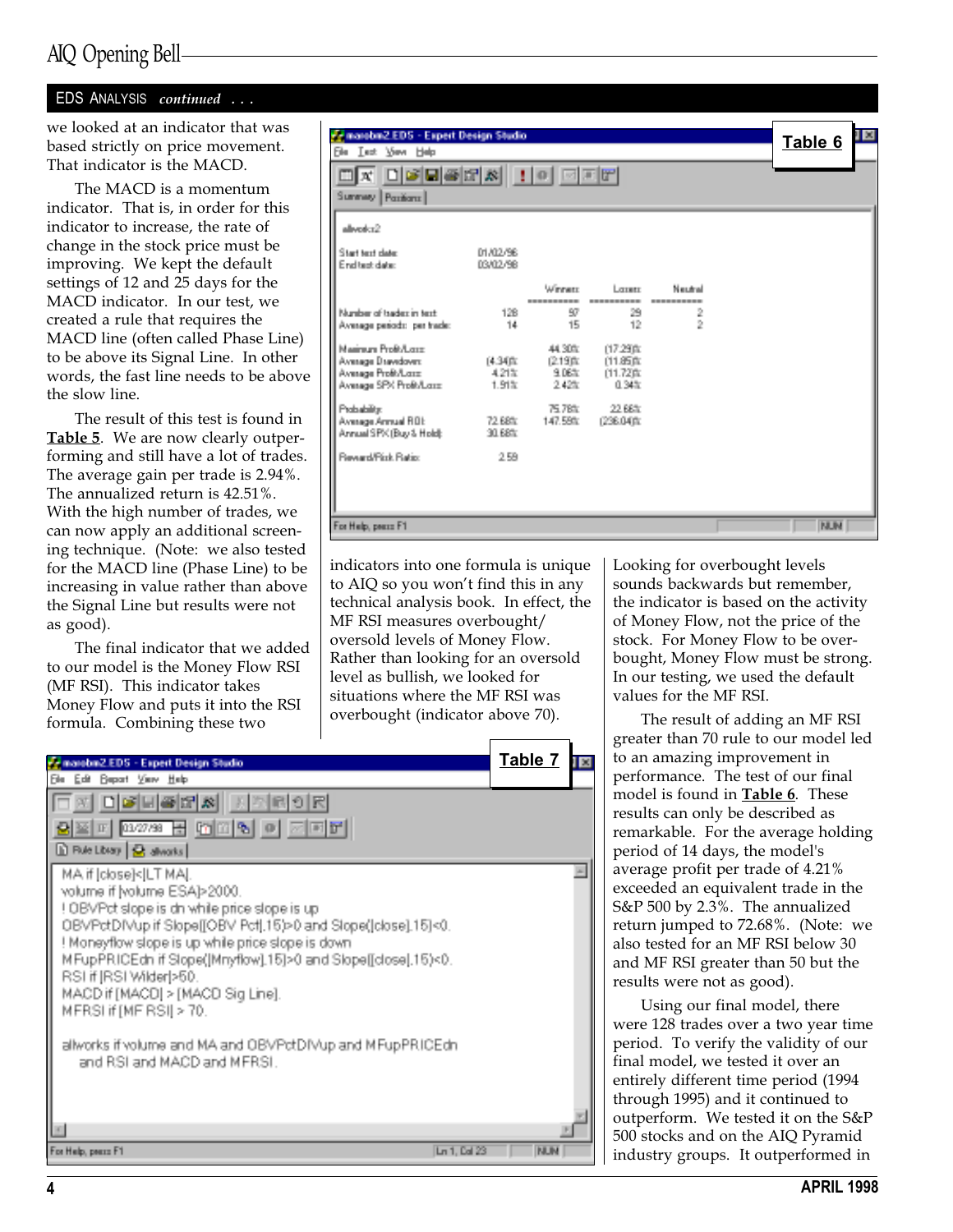## EDS ANALYSIS *continued . . .*

we looked at an indicator that was based strictly on price movement. That indicator is the MACD.

The MACD is a momentum indicator. That is, in order for this indicator to increase, the rate of change in the stock price must be improving. We kept the default settings of 12 and 25 days for the MACD indicator. In our test, we created a rule that requires the MACD line (often called Phase Line) to be above its Signal Line. In other words, the fast line needs to be above the slow line.

The result of this test is found in **Table 5**. We are now clearly outperforming and still have a lot of trades. The average gain per trade is 2.94%. The annualized return is 42.51%. With the high number of trades, we can now apply an additional screening technique. (Note: we also tested for the MACD line (Phase Line) to be increasing in value rather than above the Signal Line but results were not as good).

The final indicator that we added to our model is the Money Flow RSI (MF RSI). This indicator takes Money Flow and puts it into the RSI formula. Combining these two indicators into one formula is unique to AIQ so you won't find this in any technical analysis book. In effect, the MF RSI measures overbought/oversold levels of Money Flow. Rather than looking for an oversold level as bullish, we looked for situations where the MF RSI was overbought (indicator above 70).

**Table 6**

marobm2.EDS - Expert Design Studio

allworks2

Start test date: 01/02/96
End test date: 03/02/98

| | | Winners | Losers | Neutral |
|---|---|---|---|---|
| Number of trades in test: | 128 | 97 | 29 | 2 |
| Average periods per trade: | 14 | 15 | 12 | 2 |
| Maximum Profit/Loss: | | 44.30% | (17.29)% | |
| Average Drawdown: | (4.34)% | (2.19)% | (11.85)% | |
| Average Profit/Loss: | 4.21% | 9.06% | (11.72)% | |
| Average SPX Profit/Loss: | 1.91% | 2.42% | 0.34% | |
| Probability: | | 75.78% | 22.66% | |
| Average Annual ROI: | 72.68% | 147.59% | (236.04)% | |
| Annual SPX (Buy & Hold): | 30.68% | | | |
| Reward/Risk Ratio: | 2.59 | | | |

Looking for overbought levels sounds backwards but remember, the indicator is based on the activity of Money Flow, not the price of the stock. For Money Flow to be overbought, Money Flow must be strong. In our testing, we used the default values for the MF RSI.

The result of adding an MF RSI greater than 70 rule to our model led to an amazing improvement in performance. The test of our final model is found in **Table 6**. These results can only be described as remarkable. For the average holding period of 14 days, the model's average profit per trade of 4.21% exceeded an equivalent trade in the S&P 500 by 2.3%. The annualized return jumped to 72.68%. (Note: we also tested for an MF RSI below 30 and MF RSI greater than 50 but the results were not as good).

Using our final model, there were 128 trades over a two year time period. To verify the validity of our final model, we tested it over an entirely different time period (1994 through 1995) and it continued to outperform. We tested it on the S&P 500 stocks and on the AIQ Pyramid industry groups. It outperformed in

**Table 7**

marobm2.EDS - Expert Design Studio

```
MA if [close]<[LT MA].
volume if [volume ESA]>2000.
! OBVPct slope is dn while price slope is up
OBVPctDIVup if Slope([OBV Pct],15)>0 and Slope([close],15)<0.
! Moneyflow slope is up while price slope is down
MFupPRICEdn if Slope([Mnyflow],15)>0 and Slope([close],15)<0.
RSI if [RSI Wilder]>50.
MACD if [MACD] > [MACD Sig Line].
MFRSI if [MF RSI] > 70.

allworks if volume and MA and OBVPctDIVup and MFupPRICEdn
    and RSI and MACD and MFRSI.
```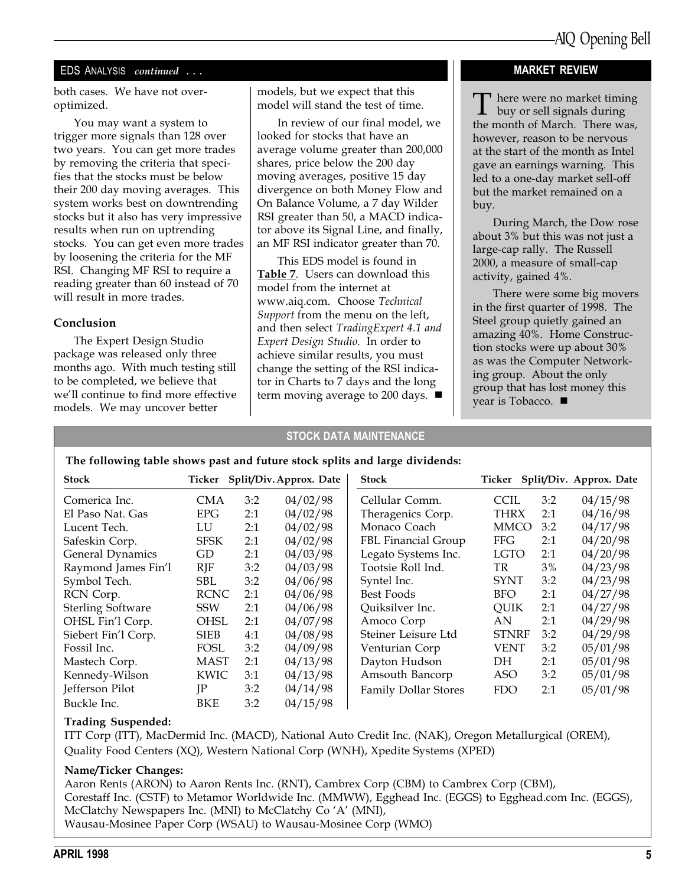## EDS ANALYSIS *continued* . . .

both cases. We have not over-optimized.

You may want a system to trigger more signals than 128 over two years. You can get more trades by removing the criteria that specifies that the stocks must be below their 200 day moving averages. This system works best on downtrending stocks but it also has very impressive results when run on uptrending stocks. You can get even more trades by loosening the criteria for the MF RSI. Changing MF RSI to require a reading greater than 60 instead of 70 will result in more trades.

### Conclusion

The Expert Design Studio package was released only three months ago. With much testing still to be completed, we believe that we'll continue to find more effective models. We may uncover better models, but we expect that this model will stand the test of time.

In review of our final model, we looked for stocks that have an average volume greater than 200,000 shares, price below the 200 day moving averages, positive 15 day divergence on both Money Flow and On Balance Volume, a 7 day Wilder RSI greater than 50, a MACD indicator above its Signal Line, and finally, an MF RSI indicator greater than 70.

This EDS model is found in **Table 7**. Users can download this model from the internet at www.aiq.com. Choose *Technical Support* from the menu on the left, and then select *TradingExpert 4.1 and Expert Design Studio.* In order to achieve similar results, you must change the setting of the RSI indicator in Charts to 7 days and the long term moving average to 200 days. ■

## MARKET REVIEW

There were no market timing buy or sell signals during the month of March. There was, however, reason to be nervous at the start of the month as Intel gave an earnings warning. This led to a one-day market sell-off but the market remained on a buy.

During March, the Dow rose about 3% but this was not just a large-cap rally. The Russell 2000, a measure of small-cap activity, gained 4%.

There were some big movers in the first quarter of 1998. The Steel group quietly gained an amazing 40%. Home Construction stocks were up about 30% as was the Computer Networking group. About the only group that has lost money this year is Tobacco. ■

## STOCK DATA MAINTENANCE

**The following table shows past and future stock splits and large dividends:**

| Stock | Ticker | Split/Div. | Approx. Date |
|---|---|---|---|
| Comerica Inc. | CMA | 3:2 | 04/02/98 |
| El Paso Nat. Gas | EPG | 2:1 | 04/02/98 |
| Lucent Tech. | LU | 2:1 | 04/02/98 |
| Safeskin Corp. | SFSK | 2:1 | 04/02/98 |
| General Dynamics | GD | 2:1 | 04/03/98 |
| Raymond James Fin'l | RJF | 3:2 | 04/03/98 |
| Symbol Tech. | SBL | 3:2 | 04/06/98 |
| RCN Corp. | RCNC | 2:1 | 04/06/98 |
| Sterling Software | SSW | 2:1 | 04/06/98 |
| OHSL Fin'l Corp. | OHSL | 2:1 | 04/07/98 |
| Siebert Fin'l Corp. | SIEB | 4:1 | 04/08/98 |
| Fossil Inc. | FOSL | 3:2 | 04/09/98 |
| Mastech Corp. | MAST | 2:1 | 04/13/98 |
| Kennedy-Wilson | KWIC | 3:1 | 04/13/98 |
| Jefferson Pilot | JP | 3:2 | 04/14/98 |
| Buckle Inc. | BKE | 3:2 | 04/15/98 |
| Cellular Comm. | CCIL | 3:2 | 04/15/98 |
| Theragenics Corp. | THRX | 2:1 | 04/16/98 |
| Monaco Coach | MMCO | 3:2 | 04/17/98 |
| FBL Financial Group | FFG | 2:1 | 04/20/98 |
| Legato Systems Inc. | LGTO | 2:1 | 04/20/98 |
| Tootsie Roll Ind. | TR | 3% | 04/23/98 |
| Syntel Inc. | SYNT | 3:2 | 04/23/98 |
| Best Foods | BFO | 2:1 | 04/27/98 |
| Quiksilver Inc. | QUIK | 2:1 | 04/27/98 |
| Amoco Corp | AN | 2:1 | 04/29/98 |
| Steiner Leisure Ltd | STNRF | 3:2 | 04/29/98 |
| Venturian Corp | VENT | 3:2 | 05/01/98 |
| Dayton Hudson | DH | 2:1 | 05/01/98 |
| Amsouth Bancorp | ASO | 3:2 | 05/01/98 |
| Family Dollar Stores | FDO | 2:1 | 05/01/98 |

**Trading Suspended:**

ITT Corp (ITT), MacDermid Inc. (MACD), National Auto Credit Inc. (NAK), Oregon Metallurgical (OREM), Quality Food Centers (XQ), Western National Corp (WNH), Xpedite Systems (XPED)

**Name/Ticker Changes:**

Aaron Rents (ARON) to Aaron Rents Inc. (RNT), Cambrex Corp (CBM) to Cambrex Corp (CBM),
Corestaff Inc. (CSTF) to Metamor Worldwide Inc. (MMWW), Egghead Inc. (EGGS) to Egghead.com Inc. (EGGS),
McClatchy Newspapers Inc. (MNI) to McClatchy Co 'A' (MNI),
Wausau-Mosinee Paper Corp (WSAU) to Wausau-Mosinee Corp (WMO)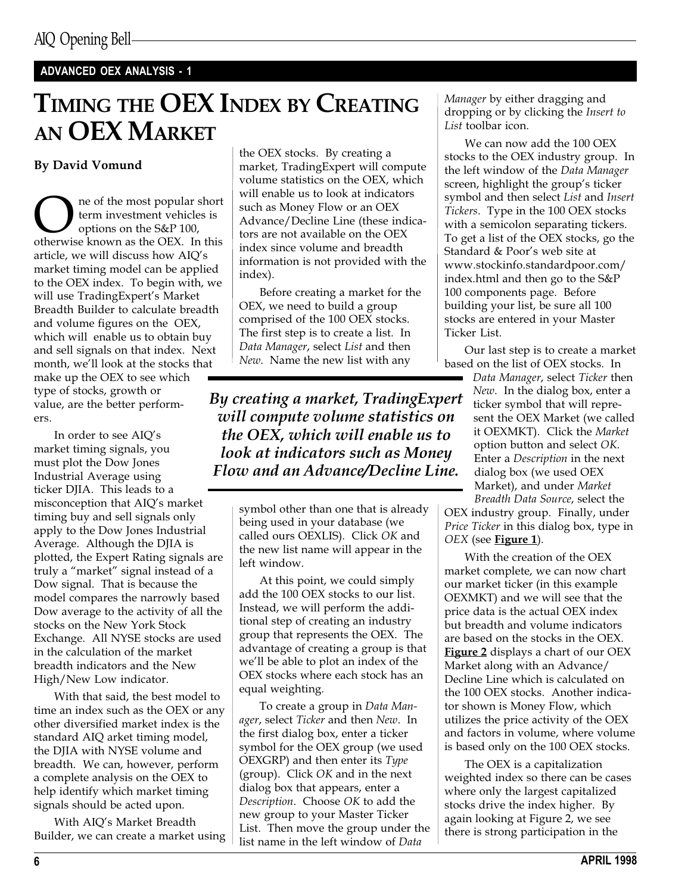**ADVANCED OEX ANALYSIS - 1**

# TIMING THE OEX INDEX BY CREATING AN OEX MARKET

**By David Vomund**

One of the most popular short term investment vehicles is options on the S&P 100, otherwise known as the OEX. In this article, we will discuss how AIQ's market timing model can be applied to the OEX index. To begin with, we will use TradingExpert's Market Breadth Builder to calculate breadth and volume figures on the OEX, which will enable us to obtain buy and sell signals on that index. Next month, we'll look at the stocks that make up the OEX to see which type of stocks, growth or value, are the better performers.

In order to see AIQ's market timing signals, you must plot the Dow Jones Industrial Average using ticker DJIA. This leads to a misconception that AIQ's market timing buy and sell signals only apply to the Dow Jones Industrial Average. Although the DJIA is plotted, the Expert Rating signals are truly a "market" signal instead of a Dow signal. That is because the model compares the narrowly based Dow average to the activity of all the stocks on the New York Stock Exchange. All NYSE stocks are used in the calculation of the market breadth indicators and the New High/New Low indicator.

With that said, the best model to time an index such as the OEX or any other diversified market index is the standard AIQ arket timing model, the DJIA with NYSE volume and breadth. We can, however, perform a complete analysis on the OEX to help identify which market timing signals should be acted upon.

With AIQ's Market Breadth Builder, we can create a market using the OEX stocks. By creating a market, TradingExpert will compute volume statistics on the OEX, which will enable us to look at indicators such as Money Flow or an OEX Advance/Decline Line (these indicators are not available on the OEX index since volume and breadth information is not provided with the index).

Before creating a market for the OEX, we need to build a group comprised of the 100 OEX stocks. The first step is to create a list. In *Data Manager*, select *List* and then *New*. Name the new list with any symbol other than one that is already being used in your database (we called ours OEXLIS). Click *OK* and the new list name will appear in the left window.

*By creating a market, TradingExpert will compute volume statistics on the OEX, which will enable us to look at indicators such as Money Flow and an Advance/Decline Line.*

At this point, we could simply add the 100 OEX stocks to our list. Instead, we will perform the additional step of creating an industry group that represents the OEX. The advantage of creating a group is that we'll be able to plot an index of the OEX stocks where each stock has an equal weighting.

To create a group in *Data Manager*, select *Ticker* and then *New*. In the first dialog box, enter a ticker symbol for the OEX group (we used OEXGRP) and then enter its *Type* (group). Click *OK* and in the next dialog box that appears, enter a *Description*. Choose *OK* to add the new group to your Master Ticker List. Then move the group under the list name in the left window of *Data Manager* by either dragging and dropping or by clicking the *Insert to List* toolbar icon.

We can now add the 100 OEX stocks to the OEX industry group. In the left window of the *Data Manager* screen, highlight the group's ticker symbol and then select *List* and *Insert Tickers*. Type in the 100 OEX stocks with a semicolon separating tickers. To get a list of the OEX stocks, go the Standard & Poor's web site at www.stockinfo.standardpoor.com/index.html and then go to the S&P 100 components page. Before building your list, be sure all 100 stocks are entered in your Master Ticker List.

Our last step is to create a market based on the list of OEX stocks. In *Data Manager*, select *Ticker* then *New*. In the dialog box, enter a ticker symbol that will represent the OEX Market (we called it OEXMKT). Click the *Market* option button and select *OK*. Enter a *Description* in the next dialog box (we used OEX Market), and under *Market Breadth Data Source*, select the OEX industry group. Finally, under *Price Ticker* in this dialog box, type in *OEX* (see **Figure 1**).

With the creation of the OEX market complete, we can now chart our market ticker (in this example OEXMKT) and we will see that the price data is the actual OEX index but breadth and volume indicators are based on the stocks in the OEX. **Figure 2** displays a chart of our OEX Market along with an Advance/Decline Line which is calculated on the 100 OEX stocks. Another indicator shown is Money Flow, which utilizes the price activity of the OEX and factors in volume, where volume is based only on the 100 OEX stocks.

The OEX is a capitalization weighted index so there can be cases where only the largest capitalized stocks drive the index higher. By again looking at Figure 2, we see there is strong participation in the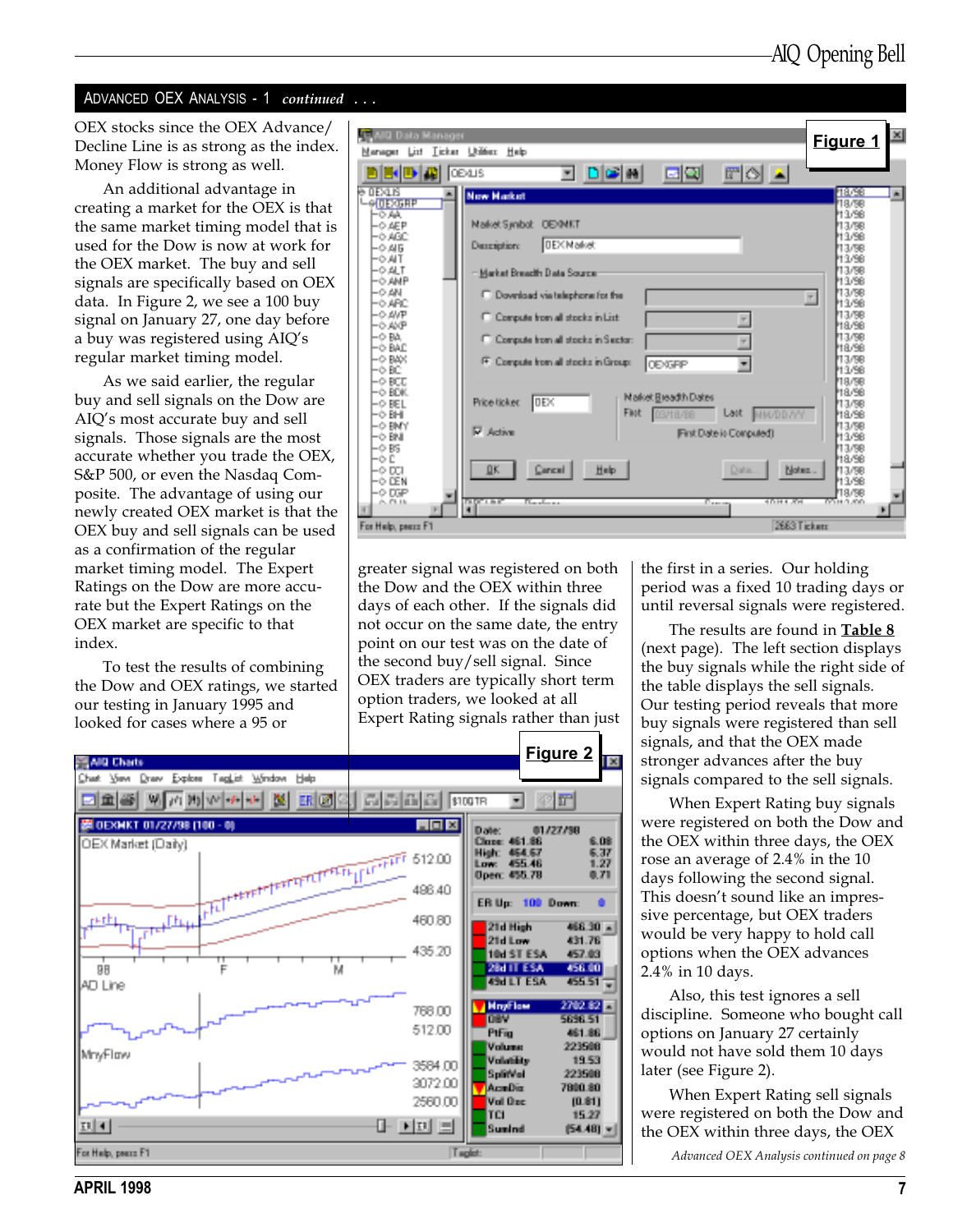## ADVANCED OEX ANALYSIS - 1 *continued* . . .

OEX stocks since the OEX Advance/ Decline Line is as strong as the index. Money Flow is strong as well.

An additional advantage in creating a market for the OEX is that the same market timing model that is used for the Dow is now at work for the OEX market. The buy and sell signals are specifically based on OEX data. In Figure 2, we see a 100 buy signal on January 27, one day before a buy was registered using AIQ's regular market timing model.

As we said earlier, the regular buy and sell signals on the Dow are AIQ's most accurate buy and sell signals. Those signals are the most accurate whether you trade the OEX, S&P 500, or even the Nasdaq Composite. The advantage of using our newly created OEX market is that the OEX buy and sell signals can be used as a confirmation of the regular market timing model. The Expert Ratings on the Dow are more accurate but the Expert Ratings on the OEX market are specific to that index.

To test the results of combining the Dow and OEX ratings, we started our testing in January 1995 and looked for cases where a 95 or greater signal was registered on both the Dow and the OEX within three days of each other. If the signals did not occur on the same date, the entry point on our test was on the date of the second buy/sell signal. Since OEX traders are typically short term option traders, we looked at all Expert Rating signals rather than just the first in a series. Our holding period was a fixed 10 trading days or until reversal signals were registered.

The results are found in **Table 8** (next page). The left section displays the buy signals while the right side of the table displays the sell signals. Our testing period reveals that more buy signals were registered than sell signals, and that the OEX made stronger advances after the buy signals compared to the sell signals.

When Expert Rating buy signals were registered on both the Dow and the OEX within three days, the OEX rose an average of 2.4% in the 10 days following the second signal. This doesn't sound like an impressive percentage, but OEX traders would be very happy to hold call options when the OEX advances 2.4% in 10 days.

Also, this test ignores a sell discipline. Someone who bought call options on January 27 certainly would not have sold them 10 days later (see Figure 2).

When Expert Rating sell signals were registered on both the Dow and the OEX within three days, the OEX

**Figure 1**

**Figure 2**

*Advanced OEX Analysis continued on page 8*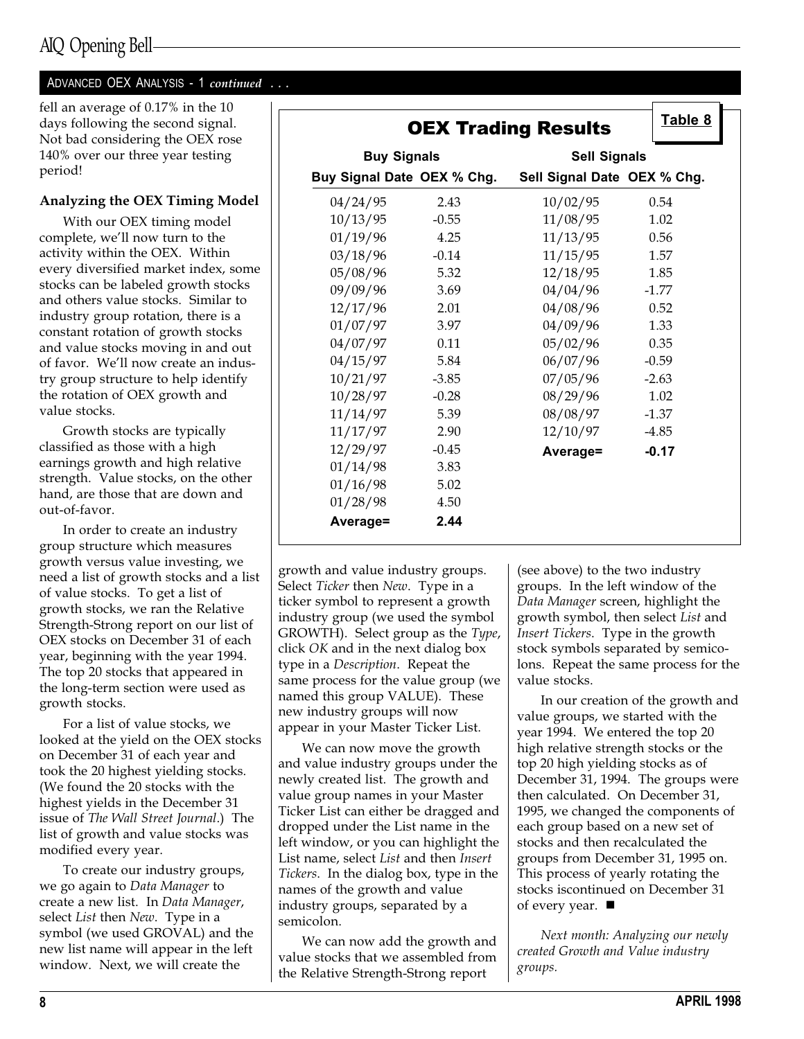ADVANCED OEX ANALYSIS - 1 *continued . . .*

fell an average of 0.17% in the 10 days following the second signal. Not bad considering the OEX rose 140% over our three year testing period!

**Analyzing the OEX Timing Model**

With our OEX timing model complete, we'll now turn to the activity within the OEX. Within every diversified market index, some stocks can be labeled growth stocks and others value stocks. Similar to industry group rotation, there is a constant rotation of growth stocks and value stocks moving in and out of favor. We'll now create an industry group structure to help identify the rotation of OEX growth and value stocks.

Growth stocks are typically classified as those with a high earnings growth and high relative strength. Value stocks, on the other hand, are those that are down and out-of-favor.

In order to create an industry group structure which measures growth versus value investing, we need a list of growth stocks and a list of value stocks. To get a list of growth stocks, we ran the Relative Strength-Strong report on our list of OEX stocks on December 31 of each year, beginning with the year 1994. The top 20 stocks that appeared in the long-term section were used as growth stocks.

For a list of value stocks, we looked at the yield on the OEX stocks on December 31 of each year and took the 20 highest yielding stocks. (We found the 20 stocks with the highest yields in the December 31 issue of *The Wall Street Journal*.) The list of growth and value stocks was modified every year.

To create our industry groups, we go again to *Data Manager* to create a new list. In *Data Manager*, select *List* then *New*. Type in a symbol (we used GROVAL) and the new list name will appear in the left window. Next, we will create the growth and value industry groups. Select *Ticker* then *New*. Type in a ticker symbol to represent a growth industry group (we used the symbol GROWTH). Select group as the *Type*, click *OK* and in the next dialog box type in a *Description*. Repeat the same process for the value group (we named this group VALUE). These new industry groups will now appear in your Master Ticker List.

We can now move the growth and value industry groups under the newly created list. The growth and value group names in your Master Ticker List can either be dragged and dropped under the List name in the left window, or you can highlight the List name, select *List* and then *Insert Tickers*. In the dialog box, type in the names of the growth and value industry groups, separated by a semicolon.

We can now add the growth and value stocks that we assembled from the Relative Strength-Strong report (see above) to the two industry groups. In the left window of the *Data Manager* screen, highlight the growth symbol, then select *List* and *Insert Tickers*. Type in the growth stock symbols separated by semicolons. Repeat the same process for the value stocks.

In our creation of the growth and value groups, we started with the year 1994. We entered the top 20 high relative strength stocks or the top 20 high yielding stocks as of December 31, 1994. The groups were then calculated. On December 31, 1995, we changed the components of each group based on a new set of stocks and then recalculated the groups from December 31, 1995 on. This process of yearly rotating the stocks iscontinued on December 31 of every year. ■

*Next month: Analyzing our newly created Growth and Value industry groups.*

**Table 8**

## OEX Trading Results

| Buy Signals | | Sell Signals | |
|---|---|---|---|
| **Buy Signal Date** | **OEX % Chg.** | **Sell Signal Date** | **OEX % Chg.** |
| 04/24/95 | 2.43 | 10/02/95 | 0.54 |
| 10/13/95 | -0.55 | 11/08/95 | 1.02 |
| 01/19/96 | 4.25 | 11/13/95 | 0.56 |
| 03/18/96 | -0.14 | 11/15/95 | 1.57 |
| 05/08/96 | 5.32 | 12/18/95 | 1.85 |
| 09/09/96 | 3.69 | 04/04/96 | -1.77 |
| 12/17/96 | 2.01 | 04/08/96 | 0.52 |
| 01/07/97 | 3.97 | 04/09/96 | 1.33 |
| 04/07/97 | 0.11 | 05/02/96 | 0.35 |
| 04/15/97 | 5.84 | 06/07/96 | -0.59 |
| 10/21/97 | -3.85 | 07/05/96 | -2.63 |
| 10/28/97 | -0.28 | 08/29/96 | 1.02 |
| 11/14/97 | 5.39 | 08/08/97 | -1.37 |
| 11/17/97 | 2.90 | 12/10/97 | -4.85 |
| 12/29/97 | -0.45 | **Average=** | **-0.17** |
| 01/14/98 | 3.83 | | |
| 01/16/98 | 5.02 | | |
| 01/28/98 | 4.50 | | |
| **Average=** | **2.44** | | |